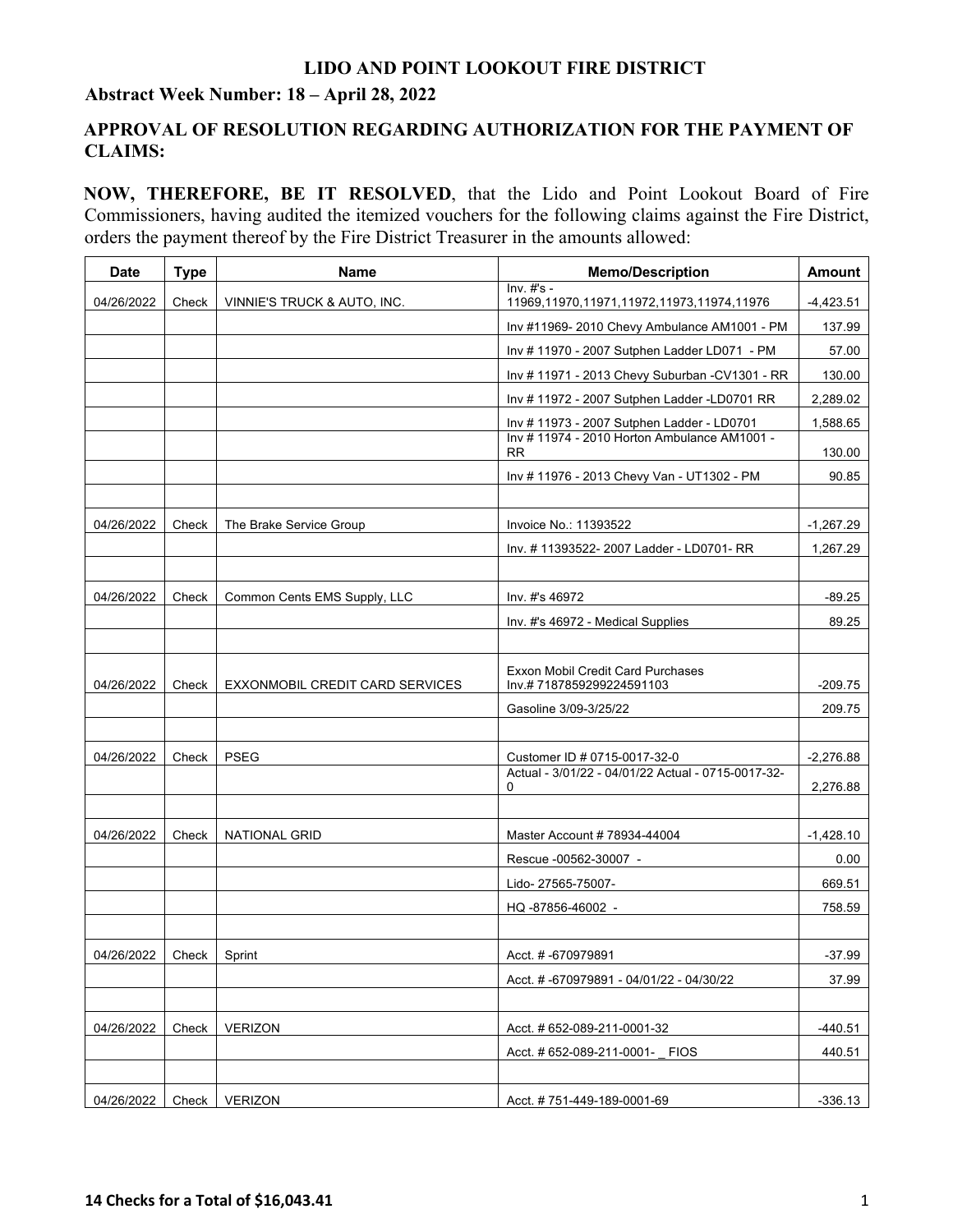# LIDO AND POINT LOOKOUT FIRE DISTRICT

## Abstract Week Number: 18 – April 28, 2022

## APPROVAL OF RESOLUTION REGARDING AUTHORIZATION FOR THE PAYMENT OF CLAIMS:

**NOW, THEREFORE, BE IT RESOLVED**, that the Lido and Point Lookout Board of Fire Commissioners, having audited the itemized vouchers for the following claims against the Fire District, orders the payment thereof by the Fire District Treasurer in the amounts allowed:

| Date | Type | Name | Memo/Description | Amount |
|---|---|---|---|---|
| 04/26/2022 | Check | VINNIE'S TRUCK & AUTO, INC. | Inv. #'s - 11969,11970,11971,11972,11973,11974,11976 | -4,423.51 |
| | | | Inv #11969- 2010 Chevy Ambulance AM1001 - PM | 137.99 |
| | | | Inv # 11970 - 2007 Sutphen Ladder LD071 - PM | 57.00 |
| | | | Inv # 11971 - 2013 Chevy Suburban -CV1301 - RR | 130.00 |
| | | | Inv # 11972 - 2007 Sutphen Ladder -LD0701 RR | 2,289.02 |
| | | | Inv # 11973 - 2007 Sutphen Ladder - LD0701 | 1,588.65 |
| | | | Inv # 11974 - 2010 Horton Ambulance AM1001 - RR | 130.00 |
| | | | Inv # 11976 - 2013 Chevy Van - UT1302 - PM | 90.85 |
| | | | | |
| 04/26/2022 | Check | The Brake Service Group | Invoice No.: 11393522 | -1,267.29 |
| | | | Inv. # 11393522- 2007 Ladder - LD0701- RR | 1,267.29 |
| | | | | |
| 04/26/2022 | Check | Common Cents EMS Supply, LLC | Inv. #'s 46972 | -89.25 |
| | | | Inv. #'s 46972 - Medical Supplies | 89.25 |
| | | | | |
| 04/26/2022 | Check | EXXONMOBIL CREDIT CARD SERVICES | Exxon Mobil Credit Card Purchases Inv.# 7187859299224591103 | -209.75 |
| | | | Gasoline 3/09-3/25/22 | 209.75 |
| | | | | |
| 04/26/2022 | Check | PSEG | Customer ID # 0715-0017-32-0 | -2,276.88 |
| | | | Actual - 3/01/22 - 04/01/22 Actual - 0715-0017-32-0 | 2,276.88 |
| | | | | |
| 04/26/2022 | Check | NATIONAL GRID | Master Account # 78934-44004 | -1,428.10 |
| | | | Rescue -00562-30007 - | 0.00 |
| | | | Lido- 27565-75007- | 669.51 |
| | | | HQ -87856-46002 - | 758.59 |
| | | | | |
| 04/26/2022 | Check | Sprint | Acct. # -670979891 | -37.99 |
| | | | Acct. # -670979891 - 04/01/22 - 04/30/22 | 37.99 |
| | | | | |
| 04/26/2022 | Check | VERIZON | Acct. # 652-089-211-0001-32 | -440.51 |
| | | | Acct. # 652-089-211-0001- _ FIOS | 440.51 |
| | | | | |
| 04/26/2022 | Check | VERIZON | Acct. # 751-449-189-0001-69 | -336.13 |

**14 Checks for a Total of $16,043.41**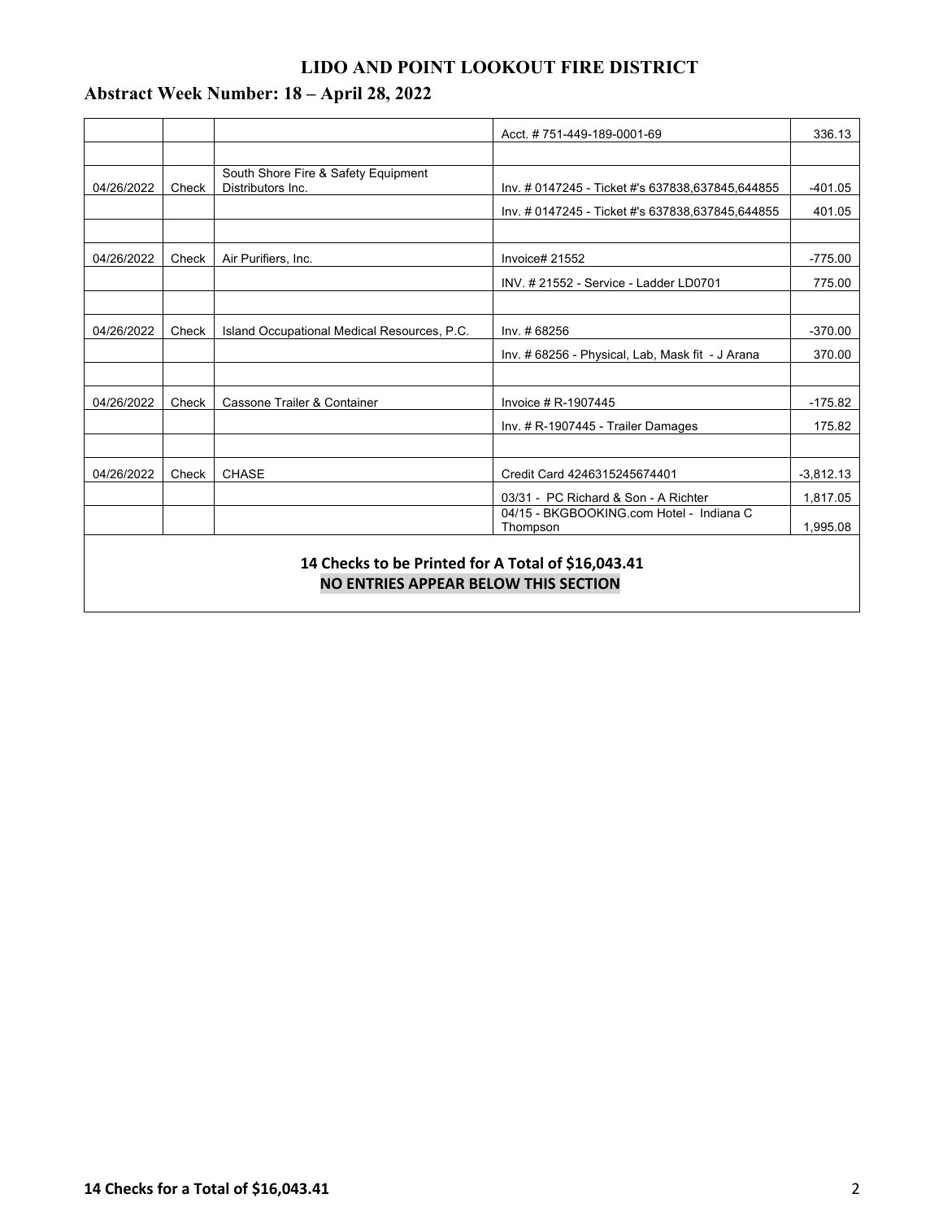**LIDO AND POINT LOOKOUT FIRE DISTRICT**

## Abstract Week Number: 18 – April 28, 2022

| | | | | |
|---|---|---|---|---|
| | | | Acct. # 751-449-189-0001-69 | 336.13 |
| | | | | |
| 04/26/2022 | Check | South Shore Fire & Safety Equipment Distributors Inc. | Inv. # 0147245 - Ticket #'s 637838,637845,644855 | -401.05 |
| | | | Inv. # 0147245 - Ticket #'s 637838,637845,644855 | 401.05 |
| | | | | |
| 04/26/2022 | Check | Air Purifiers, Inc. | Invoice# 21552 | -775.00 |
| | | | INV. # 21552 - Service - Ladder LD0701 | 775.00 |
| | | | | |
| 04/26/2022 | Check | Island Occupational Medical Resources, P.C. | Inv. # 68256 | -370.00 |
| | | | Inv. # 68256 - Physical, Lab, Mask fit - J Arana | 370.00 |
| | | | | |
| 04/26/2022 | Check | Cassone Trailer & Container | Invoice # R-1907445 | -175.82 |
| | | | Inv. # R-1907445 - Trailer Damages | 175.82 |
| | | | | |
| 04/26/2022 | Check | CHASE | Credit Card 4246315245674401 | -3,812.13 |
| | | | 03/31 - PC Richard & Son - A Richter | 1,817.05 |
| | | | 04/15 - BKGBOOKING.com Hotel - Indiana C Thompson | 1,995.08 |

**14 Checks to be Printed for A Total of $16,043.41**

**NO ENTRIES APPEAR BELOW THIS SECTION**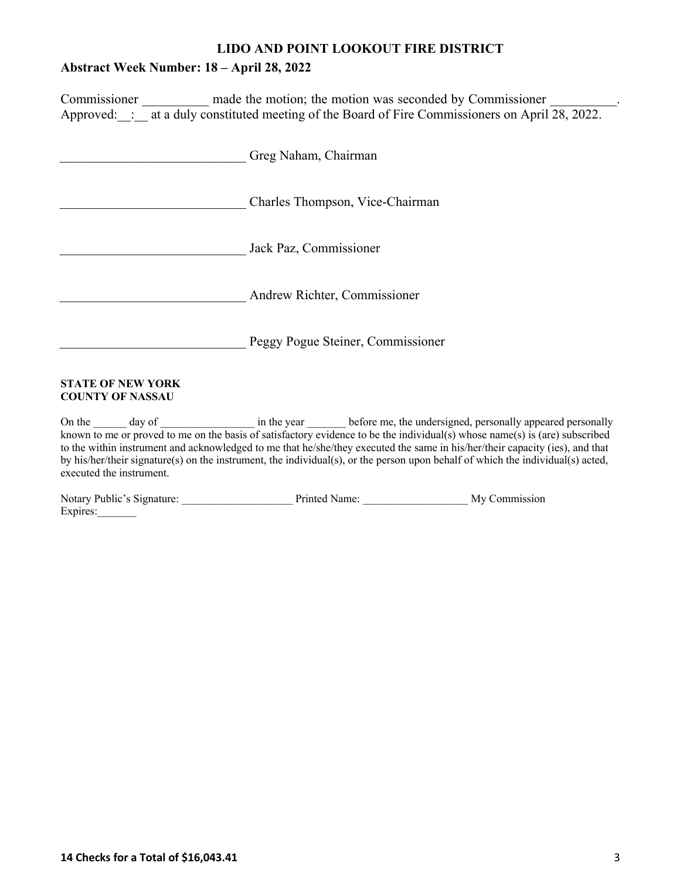## LIDO AND POINT LOOKOUT FIRE DISTRICT

**Abstract Week Number: 18 – April 28, 2022**

Commissioner __________ made the motion; the motion was seconded by Commissioner __________. Approved:__:__ at a duly constituted meeting of the Board of Fire Commissioners on April 28, 2022.

____________________________ Greg Naham, Chairman

____________________________ Charles Thompson, Vice-Chairman

____________________________ Jack Paz, Commissioner

____________________________ Andrew Richter, Commissioner

____________________________ Peggy Pogue Steiner, Commissioner

**STATE OF NEW YORK**
**COUNTY OF NASSAU**

On the ______ day of _________________ in the year _______ before me, the undersigned, personally appeared personally known to me or proved to me on the basis of satisfactory evidence to be the individual(s) whose name(s) is (are) subscribed to the within instrument and acknowledged to me that he/she/they executed the same in his/her/their capacity (ies), and that by his/her/their signature(s) on the instrument, the individual(s), or the person upon behalf of which the individual(s) acted, executed the instrument.

Notary Public's Signature: ____________________ Printed Name: ___________________ My Commission Expires:_______

**14 Checks for a Total of $16,043.41**